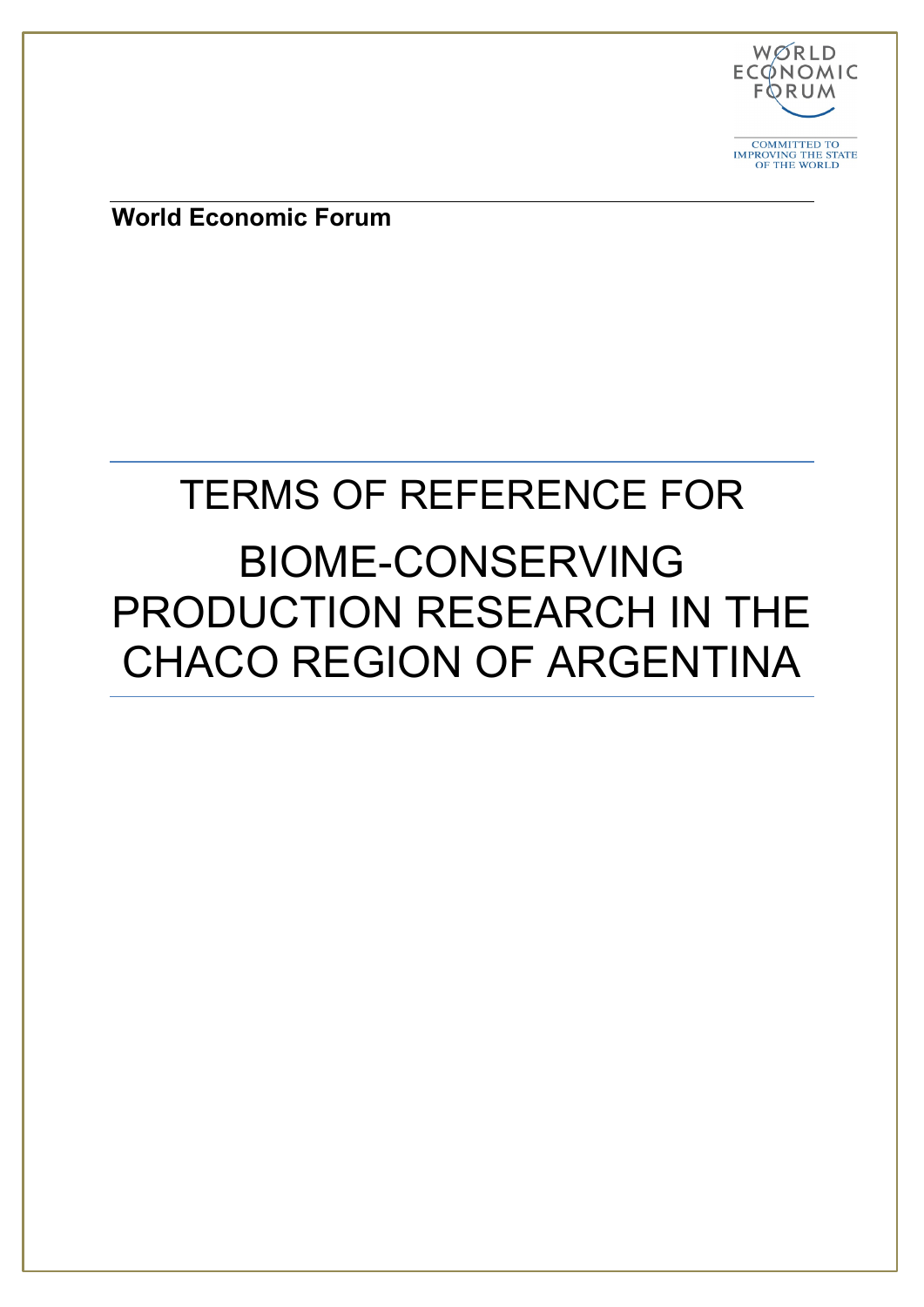World Economic Forum

COMMITTED TO IMPROVING THE STATE OF THE WORLD

**World Economic Forum**

# TERMS OF REFERENCE FOR BIOME-CONSERVING PRODUCTION RESEARCH IN THE CHACO REGION OF ARGENTINA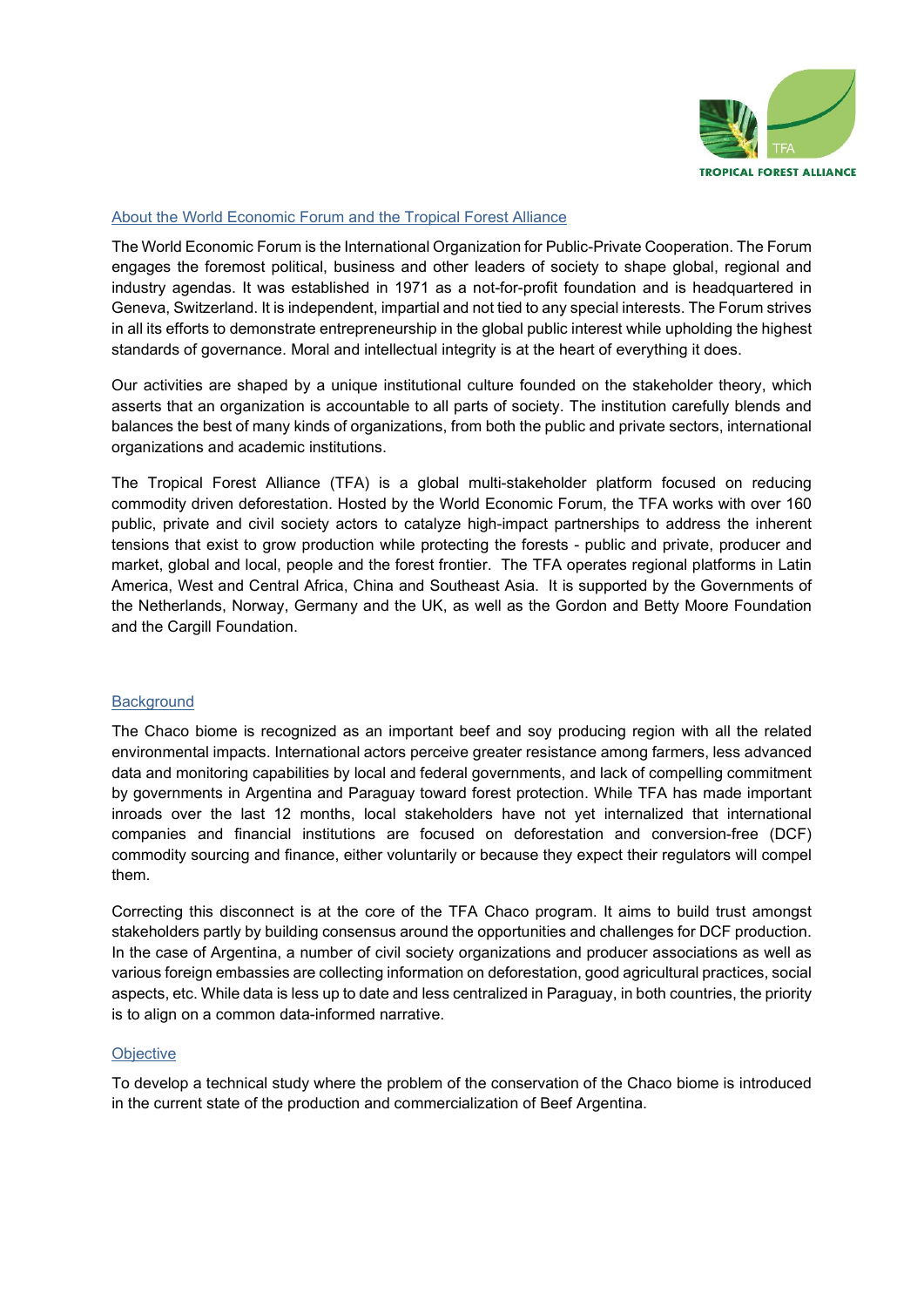## About the World Economic Forum and the Tropical Forest Alliance

The World Economic Forum is the International Organization for Public-Private Cooperation. The Forum engages the foremost political, business and other leaders of society to shape global, regional and industry agendas. It was established in 1971 as a not-for-profit foundation and is headquartered in Geneva, Switzerland. It is independent, impartial and not tied to any special interests. The Forum strives in all its efforts to demonstrate entrepreneurship in the global public interest while upholding the highest standards of governance. Moral and intellectual integrity is at the heart of everything it does.

Our activities are shaped by a unique institutional culture founded on the stakeholder theory, which asserts that an organization is accountable to all parts of society. The institution carefully blends and balances the best of many kinds of organizations, from both the public and private sectors, international organizations and academic institutions.

The Tropical Forest Alliance (TFA) is a global multi-stakeholder platform focused on reducing commodity driven deforestation. Hosted by the World Economic Forum, the TFA works with over 160 public, private and civil society actors to catalyze high-impact partnerships to address the inherent tensions that exist to grow production while protecting the forests - public and private, producer and market, global and local, people and the forest frontier. The TFA operates regional platforms in Latin America, West and Central Africa, China and Southeast Asia. It is supported by the Governments of the Netherlands, Norway, Germany and the UK, as well as the Gordon and Betty Moore Foundation and the Cargill Foundation.

## Background

The Chaco biome is recognized as an important beef and soy producing region with all the related environmental impacts. International actors perceive greater resistance among farmers, less advanced data and monitoring capabilities by local and federal governments, and lack of compelling commitment by governments in Argentina and Paraguay toward forest protection. While TFA has made important inroads over the last 12 months, local stakeholders have not yet internalized that international companies and financial institutions are focused on deforestation and conversion-free (DCF) commodity sourcing and finance, either voluntarily or because they expect their regulators will compel them.

Correcting this disconnect is at the core of the TFA Chaco program. It aims to build trust amongst stakeholders partly by building consensus around the opportunities and challenges for DCF production. In the case of Argentina, a number of civil society organizations and producer associations as well as various foreign embassies are collecting information on deforestation, good agricultural practices, social aspects, etc. While data is less up to date and less centralized in Paraguay, in both countries, the priority is to align on a common data-informed narrative.

## Objective

To develop a technical study where the problem of the conservation of the Chaco biome is introduced in the current state of the production and commercialization of Beef Argentina.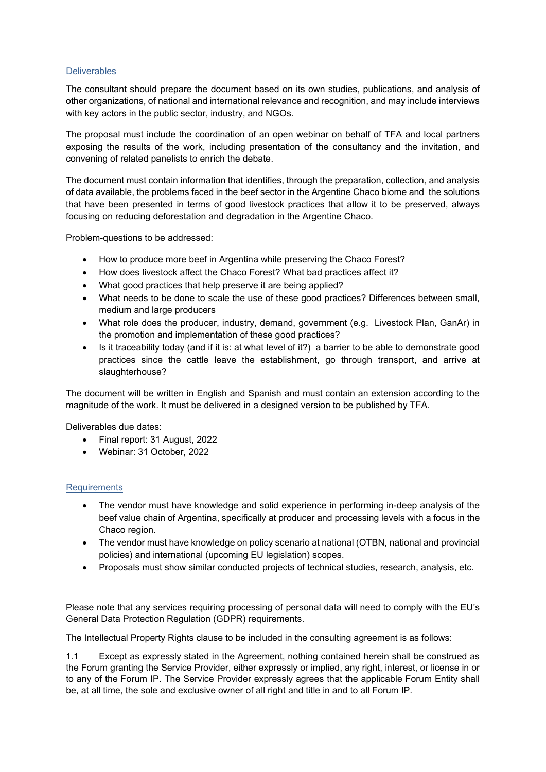## Deliverables

The consultant should prepare the document based on its own studies, publications, and analysis of other organizations, of national and international relevance and recognition, and may include interviews with key actors in the public sector, industry, and NGOs.

The proposal must include the coordination of an open webinar on behalf of TFA and local partners exposing the results of the work, including presentation of the consultancy and the invitation, and convening of related panelists to enrich the debate.

The document must contain information that identifies, through the preparation, collection, and analysis of data available, the problems faced in the beef sector in the Argentine Chaco biome and the solutions that have been presented in terms of good livestock practices that allow it to be preserved, always focusing on reducing deforestation and degradation in the Argentine Chaco.

Problem-questions to be addressed:

- How to produce more beef in Argentina while preserving the Chaco Forest?
- How does livestock affect the Chaco Forest? What bad practices affect it?
- What good practices that help preserve it are being applied?
- What needs to be done to scale the use of these good practices? Differences between small, medium and large producers
- What role does the producer, industry, demand, government (e.g. Livestock Plan, GanAr) in the promotion and implementation of these good practices?
- Is it traceability today (and if it is: at what level of it?) a barrier to be able to demonstrate good practices since the cattle leave the establishment, go through transport, and arrive at slaughterhouse?

The document will be written in English and Spanish and must contain an extension according to the magnitude of the work. It must be delivered in a designed version to be published by TFA.

Deliverables due dates:

- Final report: 31 August, 2022
- Webinar: 31 October, 2022

## Requirements

- The vendor must have knowledge and solid experience in performing in-deep analysis of the beef value chain of Argentina, specifically at producer and processing levels with a focus in the Chaco region.
- The vendor must have knowledge on policy scenario at national (OTBN, national and provincial policies) and international (upcoming EU legislation) scopes.
- Proposals must show similar conducted projects of technical studies, research, analysis, etc.

Please note that any services requiring processing of personal data will need to comply with the EU's General Data Protection Regulation (GDPR) requirements.

The Intellectual Property Rights clause to be included in the consulting agreement is as follows:

1.1 Except as expressly stated in the Agreement, nothing contained herein shall be construed as the Forum granting the Service Provider, either expressly or implied, any right, interest, or license in or to any of the Forum IP. The Service Provider expressly agrees that the applicable Forum Entity shall be, at all time, the sole and exclusive owner of all right and title in and to all Forum IP.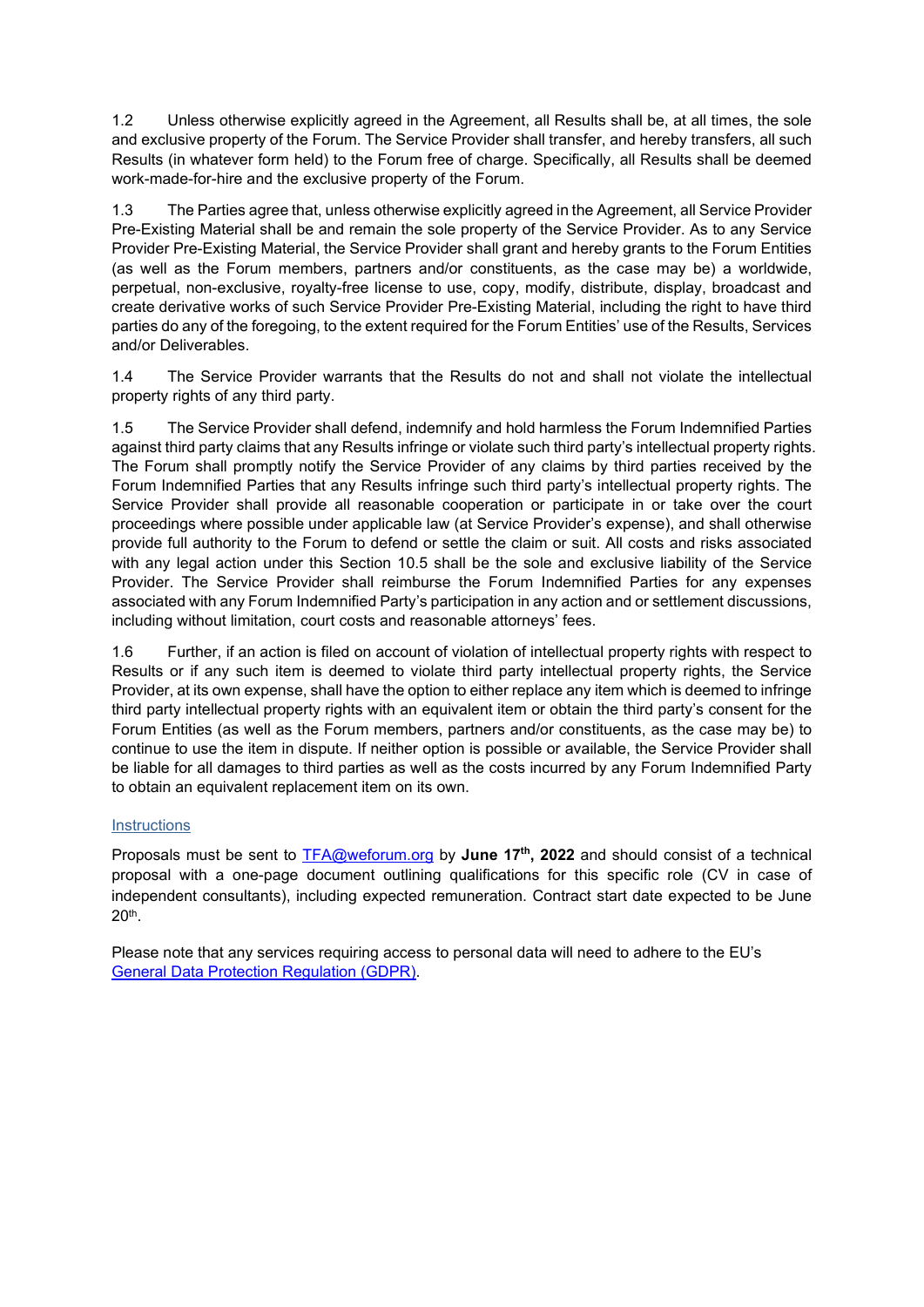1.2 Unless otherwise explicitly agreed in the Agreement, all Results shall be, at all times, the sole and exclusive property of the Forum. The Service Provider shall transfer, and hereby transfers, all such Results (in whatever form held) to the Forum free of charge. Specifically, all Results shall be deemed work-made-for-hire and the exclusive property of the Forum.

1.3 The Parties agree that, unless otherwise explicitly agreed in the Agreement, all Service Provider Pre-Existing Material shall be and remain the sole property of the Service Provider. As to any Service Provider Pre-Existing Material, the Service Provider shall grant and hereby grants to the Forum Entities (as well as the Forum members, partners and/or constituents, as the case may be) a worldwide, perpetual, non-exclusive, royalty-free license to use, copy, modify, distribute, display, broadcast and create derivative works of such Service Provider Pre-Existing Material, including the right to have third parties do any of the foregoing, to the extent required for the Forum Entities' use of the Results, Services and/or Deliverables.

1.4 The Service Provider warrants that the Results do not and shall not violate the intellectual property rights of any third party.

1.5 The Service Provider shall defend, indemnify and hold harmless the Forum Indemnified Parties against third party claims that any Results infringe or violate such third party's intellectual property rights. The Forum shall promptly notify the Service Provider of any claims by third parties received by the Forum Indemnified Parties that any Results infringe such third party's intellectual property rights. The Service Provider shall provide all reasonable cooperation or participate in or take over the court proceedings where possible under applicable law (at Service Provider's expense), and shall otherwise provide full authority to the Forum to defend or settle the claim or suit. All costs and risks associated with any legal action under this Section 10.5 shall be the sole and exclusive liability of the Service Provider. The Service Provider shall reimburse the Forum Indemnified Parties for any expenses associated with any Forum Indemnified Party's participation in any action and or settlement discussions, including without limitation, court costs and reasonable attorneys' fees.

1.6 Further, if an action is filed on account of violation of intellectual property rights with respect to Results or if any such item is deemed to violate third party intellectual property rights, the Service Provider, at its own expense, shall have the option to either replace any item which is deemed to infringe third party intellectual property rights with an equivalent item or obtain the third party's consent for the Forum Entities (as well as the Forum members, partners and/or constituents, as the case may be) to continue to use the item in dispute. If neither option is possible or available, the Service Provider shall be liable for all damages to third parties as well as the costs incurred by any Forum Indemnified Party to obtain an equivalent replacement item on its own.

Instructions

Proposals must be sent to TFA@weforum.org by **June 17th, 2022** and should consist of a technical proposal with a one-page document outlining qualifications for this specific role (CV in case of independent consultants), including expected remuneration. Contract start date expected to be June 20th.

Please note that any services requiring access to personal data will need to adhere to the EU's General Data Protection Regulation (GDPR).